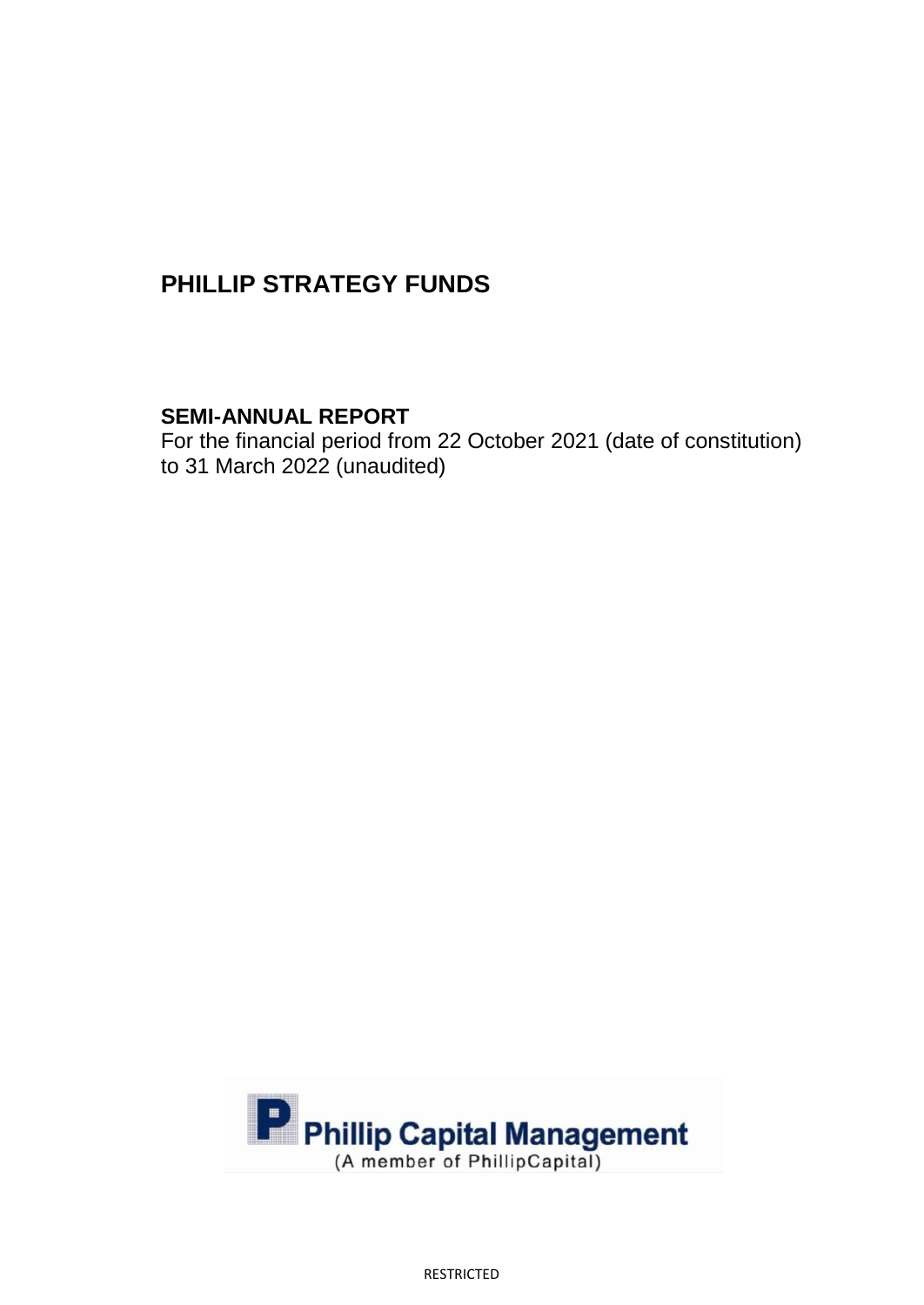# PHILLIP STRATEGY FUNDS

## SEMI-ANNUAL REPORT

For the financial period from 22 October 2021 (date of constitution) to 31 March 2022 (unaudited)

Phillip Capital Management
(A member of PhillipCapital)

RESTRICTED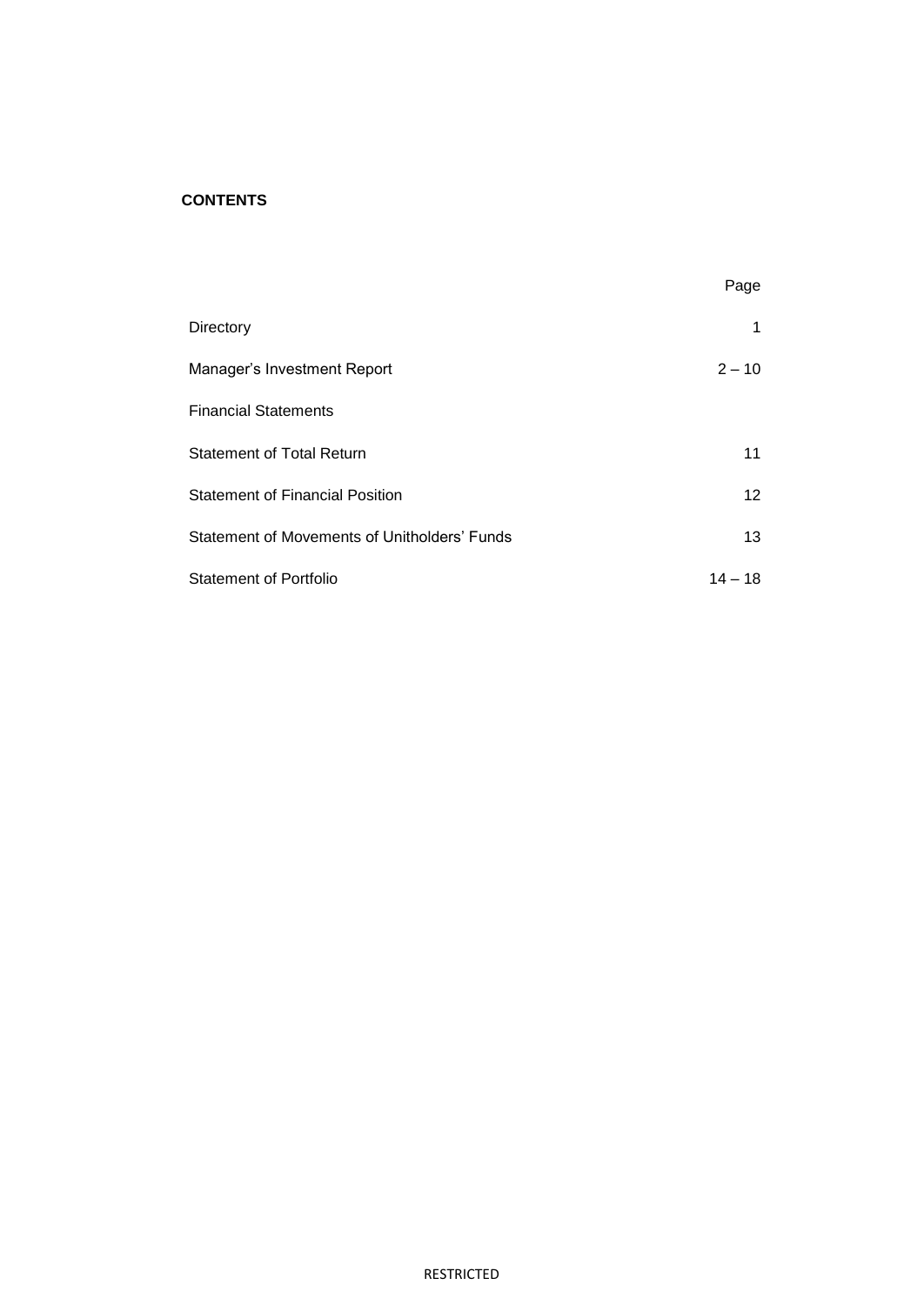**CONTENTS**

| | Page |
|---|---|
| Directory | 1 |
| Manager's Investment Report | 2 – 10 |
| Financial Statements | |
| Statement of Total Return | 11 |
| Statement of Financial Position | 12 |
| Statement of Movements of Unitholders' Funds | 13 |
| Statement of Portfolio | 14 – 18 |

RESTRICTED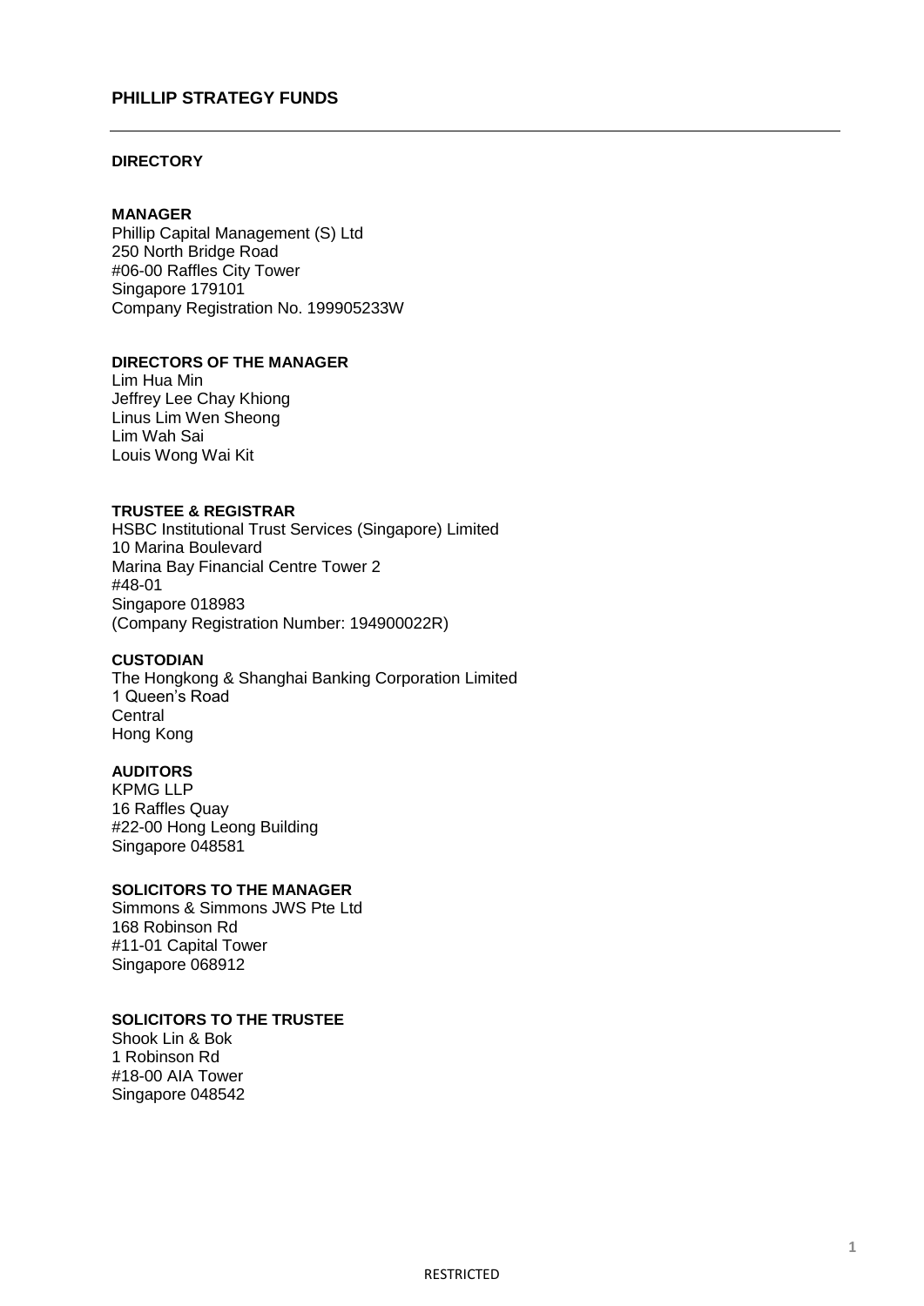# PHILLIP STRATEGY FUNDS

## DIRECTORY

**MANAGER**
Phillip Capital Management (S) Ltd
250 North Bridge Road
#06-00 Raffles City Tower
Singapore 179101
Company Registration No. 199905233W

**DIRECTORS OF THE MANAGER**
Lim Hua Min
Jeffrey Lee Chay Khiong
Linus Lim Wen Sheong
Lim Wah Sai
Louis Wong Wai Kit

**TRUSTEE & REGISTRAR**
HSBC Institutional Trust Services (Singapore) Limited
10 Marina Boulevard
Marina Bay Financial Centre Tower 2
#48-01
Singapore 018983
(Company Registration Number: 194900022R)

**CUSTODIAN**
The Hongkong & Shanghai Banking Corporation Limited
1 Queen's Road
Central
Hong Kong

**AUDITORS**
KPMG LLP
16 Raffles Quay
#22-00 Hong Leong Building
Singapore 048581

**SOLICITORS TO THE MANAGER**
Simmons & Simmons JWS Pte Ltd
168 Robinson Rd
#11-01 Capital Tower
Singapore 068912

**SOLICITORS TO THE TRUSTEE**
Shook Lin & Bok
1 Robinson Rd
#18-00 AIA Tower
Singapore 048542

RESTRICTED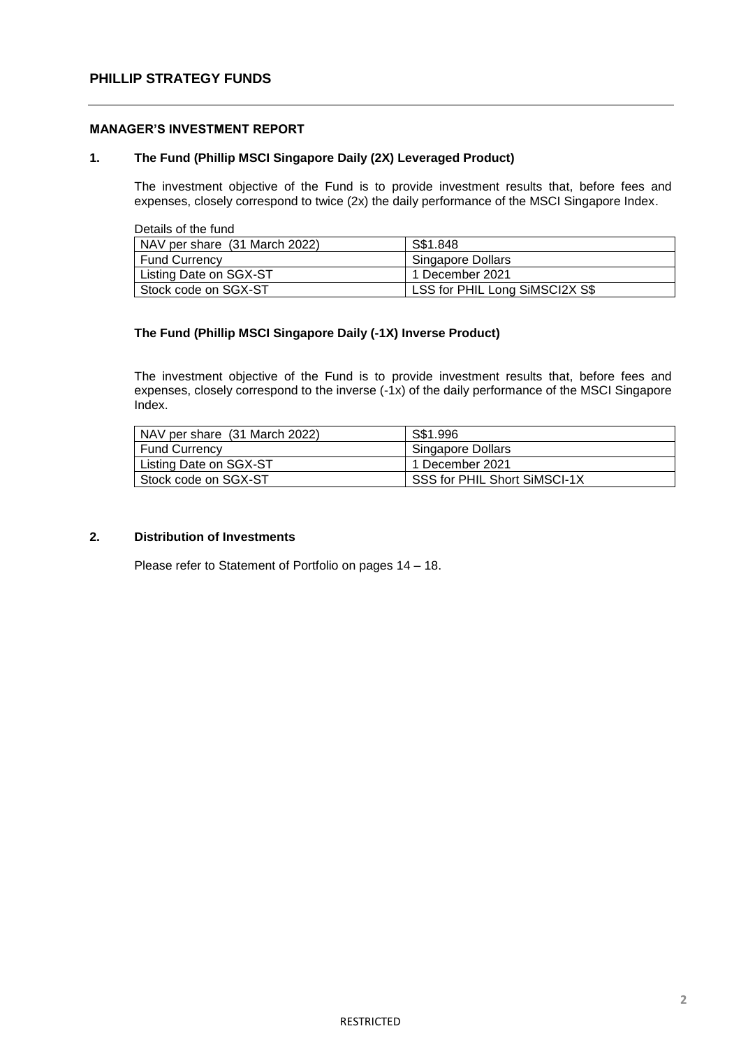## MANAGER'S INVESTMENT REPORT

### 1. The Fund (Phillip MSCI Singapore Daily (2X) Leveraged Product)

The investment objective of the Fund is to provide investment results that, before fees and expenses, closely correspond to twice (2x) the daily performance of the MSCI Singapore Index.

Details of the fund

| NAV per share (31 March 2022) | S$1.848 |
|---|---|
| Fund Currency | Singapore Dollars |
| Listing Date on SGX-ST | 1 December 2021 |
| Stock code on SGX-ST | LSS for PHIL Long SiMSCI2X S$ |

### The Fund (Phillip MSCI Singapore Daily (-1X) Inverse Product)

The investment objective of the Fund is to provide investment results that, before fees and expenses, closely correspond to the inverse (-1x) of the daily performance of the MSCI Singapore Index.

| NAV per share (31 March 2022) | S$1.996 |
|---|---|
| Fund Currency | Singapore Dollars |
| Listing Date on SGX-ST | 1 December 2021 |
| Stock code on SGX-ST | SSS for PHIL Short SiMSCI-1X |

### 2. Distribution of Investments

Please refer to Statement of Portfolio on pages 14 – 18.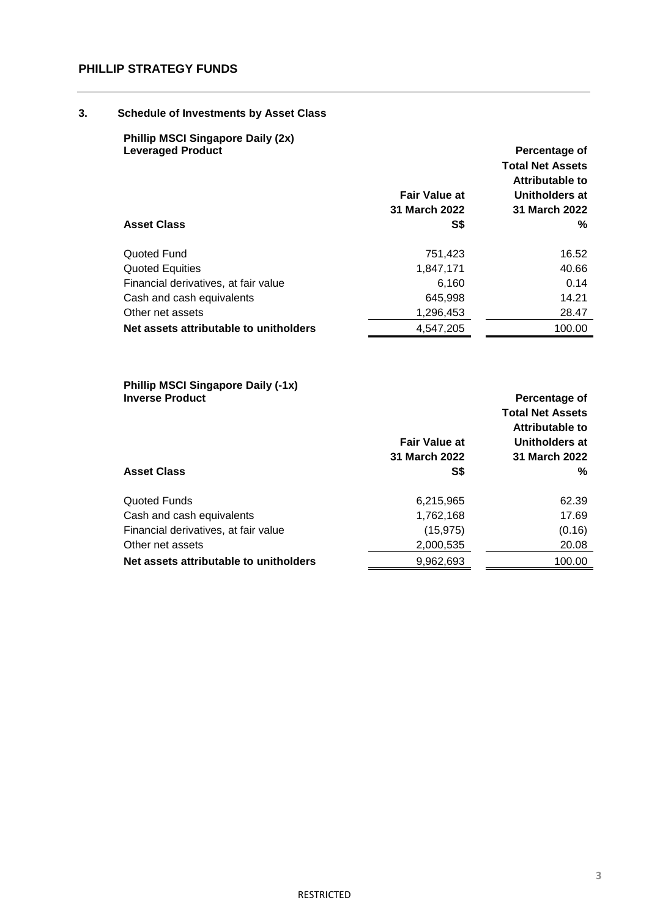## 3. Schedule of Investments by Asset Class

**Phillip MSCI Singapore Daily (2x) Leveraged Product**

| Asset Class | Fair Value at 31 March 2022 S$ | Percentage of Total Net Assets Attributable to Unitholders at 31 March 2022 % |
|---|---|---|
| Quoted Fund | 751,423 | 16.52 |
| Quoted Equities | 1,847,171 | 40.66 |
| Financial derivatives, at fair value | 6,160 | 0.14 |
| Cash and cash equivalents | 645,998 | 14.21 |
| Other net assets | 1,296,453 | 28.47 |
| **Net assets attributable to unitholders** | 4,547,205 | 100.00 |

**Phillip MSCI Singapore Daily (-1x) Inverse Product**

| Asset Class | Fair Value at 31 March 2022 S$ | Percentage of Total Net Assets Attributable to Unitholders at 31 March 2022 % |
|---|---|---|
| Quoted Funds | 6,215,965 | 62.39 |
| Cash and cash equivalents | 1,762,168 | 17.69 |
| Financial derivatives, at fair value | (15,975) | (0.16) |
| Other net assets | 2,000,535 | 20.08 |
| **Net assets attributable to unitholders** | 9,962,693 | 100.00 |

RESTRICTED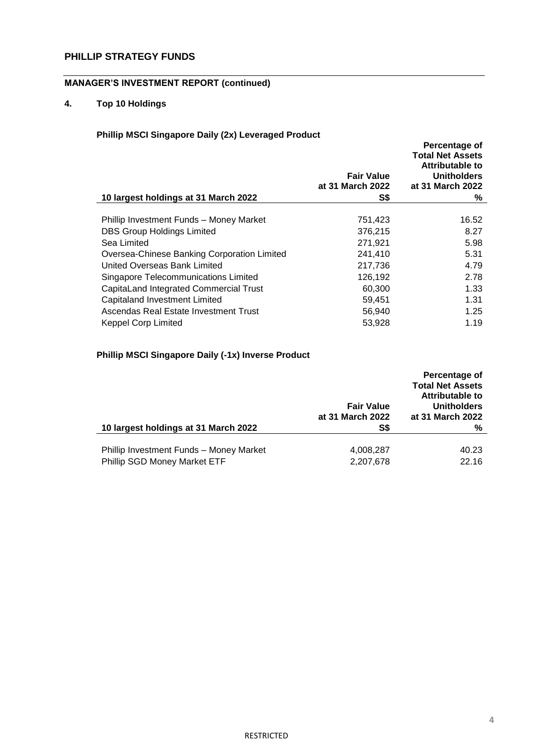## PHILLIP STRATEGY FUNDS

### MANAGER'S INVESTMENT REPORT (continued)

### 4. Top 10 Holdings

**Phillip MSCI Singapore Daily (2x) Leveraged Product**

| 10 largest holdings at 31 March 2022 | Fair Value at 31 March 2022 S$ | Percentage of Total Net Assets Attributable to Unitholders at 31 March 2022 % |
|---|---|---|
| Phillip Investment Funds – Money Market | 751,423 | 16.52 |
| DBS Group Holdings Limited | 376,215 | 8.27 |
| Sea Limited | 271,921 | 5.98 |
| Oversea-Chinese Banking Corporation Limited | 241,410 | 5.31 |
| United Overseas Bank Limited | 217,736 | 4.79 |
| Singapore Telecommunications Limited | 126,192 | 2.78 |
| CapitaLand Integrated Commercial Trust | 60,300 | 1.33 |
| Capitaland Investment Limited | 59,451 | 1.31 |
| Ascendas Real Estate Investment Trust | 56,940 | 1.25 |
| Keppel Corp Limited | 53,928 | 1.19 |

**Phillip MSCI Singapore Daily (-1x) Inverse Product**

| 10 largest holdings at 31 March 2022 | Fair Value at 31 March 2022 S$ | Percentage of Total Net Assets Attributable to Unitholders at 31 March 2022 % |
|---|---|---|
| Phillip Investment Funds – Money Market | 4,008,287 | 40.23 |
| Phillip SGD Money Market ETF | 2,207,678 | 22.16 |

RESTRICTED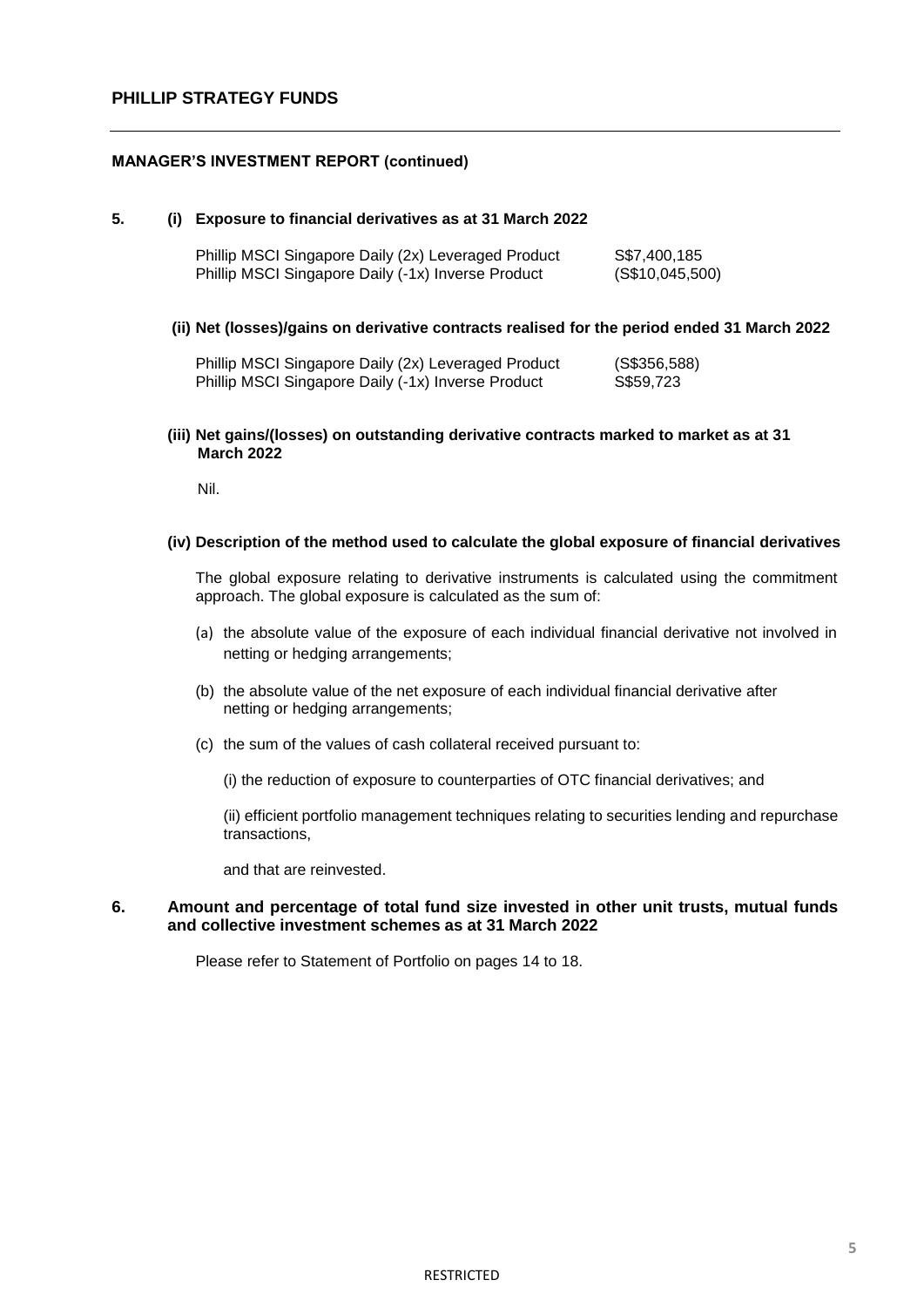## MANAGER'S INVESTMENT REPORT (continued)

**5. (i) Exposure to financial derivatives as at 31 March 2022**

| | |
|---|---|
| Phillip MSCI Singapore Daily (2x) Leveraged Product | S$7,400,185 |
| Phillip MSCI Singapore Daily (-1x) Inverse Product | (S$10,045,500) |

**(ii) Net (losses)/gains on derivative contracts realised for the period ended 31 March 2022**

| | |
|---|---|
| Phillip MSCI Singapore Daily (2x) Leveraged Product | (S$356,588) |
| Phillip MSCI Singapore Daily (-1x) Inverse Product | S$59,723 |

**(iii) Net gains/(losses) on outstanding derivative contracts marked to market as at 31 March 2022**

Nil.

**(iv) Description of the method used to calculate the global exposure of financial derivatives**

The global exposure relating to derivative instruments is calculated using the commitment approach. The global exposure is calculated as the sum of:

(a) the absolute value of the exposure of each individual financial derivative not involved in netting or hedging arrangements;

(b) the absolute value of the net exposure of each individual financial derivative after netting or hedging arrangements;

(c) the sum of the values of cash collateral received pursuant to:

(i) the reduction of exposure to counterparties of OTC financial derivatives; and

(ii) efficient portfolio management techniques relating to securities lending and repurchase transactions,

and that are reinvested.

**6. Amount and percentage of total fund size invested in other unit trusts, mutual funds and collective investment schemes as at 31 March 2022**

Please refer to Statement of Portfolio on pages 14 to 18.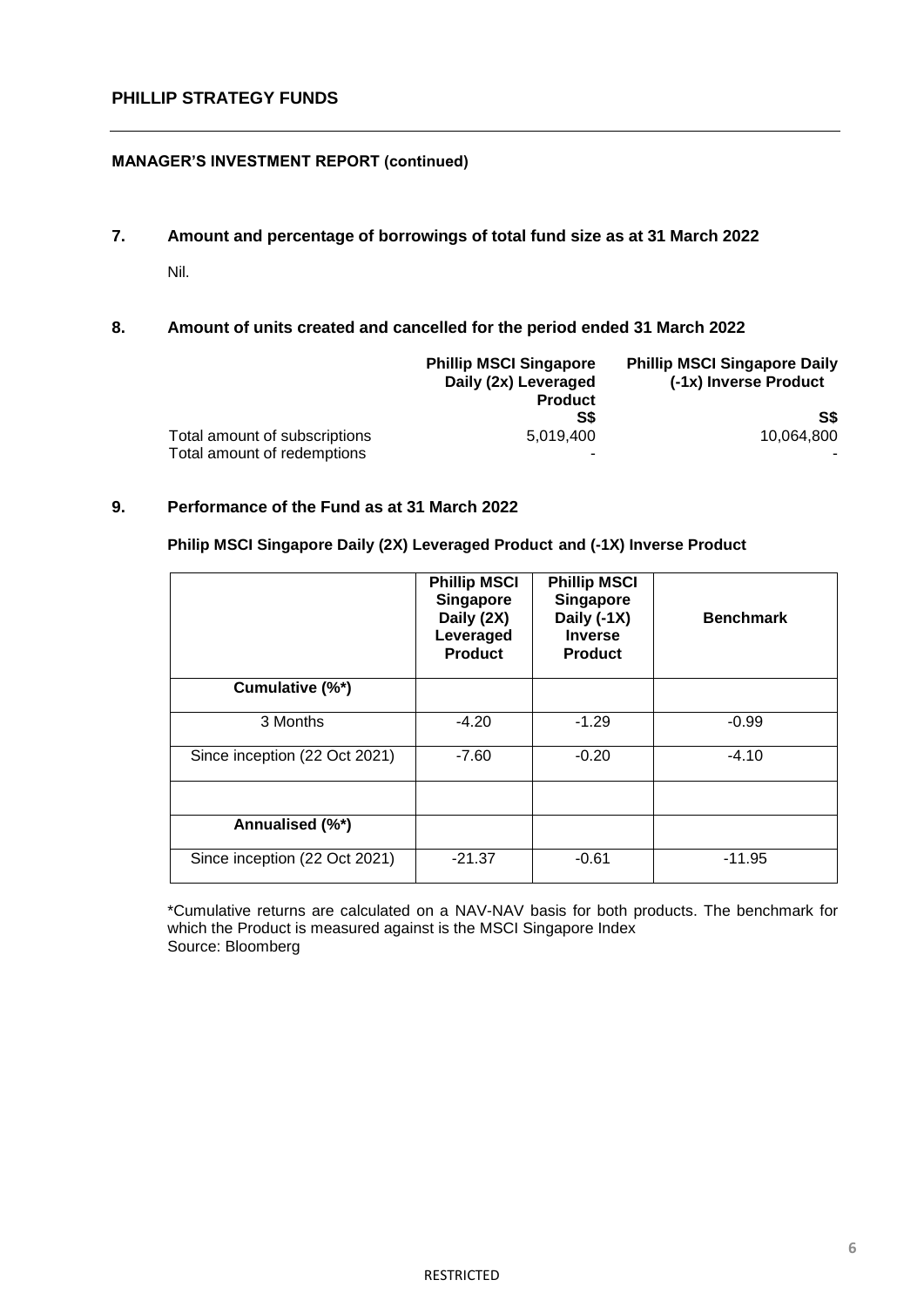## MANAGER'S INVESTMENT REPORT (continued)

### 7. Amount and percentage of borrowings of total fund size as at 31 March 2022

Nil.

### 8. Amount of units created and cancelled for the period ended 31 March 2022

| | Phillip MSCI Singapore Daily (2x) Leveraged Product | Phillip MSCI Singapore Daily (-1x) Inverse Product |
|---|---|---|
| | S$ | S$ |
| Total amount of subscriptions | 5,019,400 | 10,064,800 |
| Total amount of redemptions | - | - |

### 9. Performance of the Fund as at 31 March 2022

**Philip MSCI Singapore Daily (2X) Leveraged Product and (-1X) Inverse Product**

| | Phillip MSCI Singapore Daily (2X) Leveraged Product | Phillip MSCI Singapore Daily (-1X) Inverse Product | Benchmark |
|---|---|---|---|
| **Cumulative (%*)** | | | |
| 3 Months | -4.20 | -1.29 | -0.99 |
| Since inception (22 Oct 2021) | -7.60 | -0.20 | -4.10 |
| | | | |
| **Annualised (%*)** | | | |
| Since inception (22 Oct 2021) | -21.37 | -0.61 | -11.95 |

*Cumulative returns are calculated on a NAV-NAV basis for both products. The benchmark for which the Product is measured against is the MSCI Singapore Index
Source: Bloomberg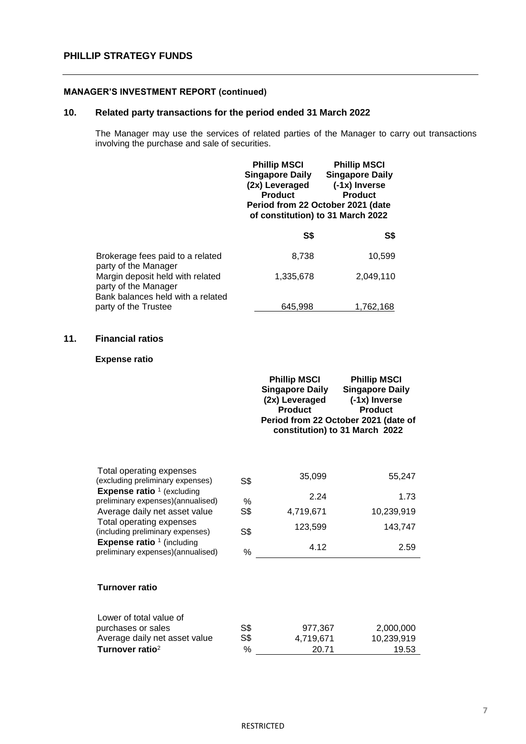# PHILLIP STRATEGY FUNDS

## MANAGER'S INVESTMENT REPORT (continued)

### 10. Related party transactions for the period ended 31 March 2022

The Manager may use the services of related parties of the Manager to carry out transactions involving the purchase and sale of securities.

| | Phillip MSCI Singapore Daily (2x) Leveraged Product | Phillip MSCI Singapore Daily (-1x) Inverse Product |
|---|---|---|
| | Period from 22 October 2021 (date of constitution) to 31 March 2022 | |
| | S$ | S$ |
| Brokerage fees paid to a related party of the Manager | 8,738 | 10,599 |
| Margin deposit held with related party of the Manager | 1,335,678 | 2,049,110 |
| Bank balances held with a related party of the Trustee | 645,998 | 1,762,168 |

### 11. Financial ratios

**Expense ratio**

| | | Phillip MSCI Singapore Daily (2x) Leveraged Product | Phillip MSCI Singapore Daily (-1x) Inverse Product |
|---|---|---|---|
| | | Period from 22 October 2021 (date of constitution) to 31 March 2022 | |
| Total operating expenses (excluding preliminary expenses) | S$ | 35,099 | 55,247 |
| **Expense ratio** [1] (excluding preliminary expenses)(annualised) | % | 2.24 | 1.73 |
| Average daily net asset value | S$ | 4,719,671 | 10,239,919 |
| Total operating expenses (including preliminary expenses) | S$ | 123,599 | 143,747 |
| **Expense ratio** [1] (including preliminary expenses)(annualised) | % | 4.12 | 2.59 |

**Turnover ratio**

| | | | |
|---|---|---|---|
| Lower of total value of purchases or sales | S$ | 977,367 | 2,000,000 |
| Average daily net asset value | S$ | 4,719,671 | 10,239,919 |
| **Turnover ratio**[2] | % | 20.71 | 19.53 |

RESTRICTED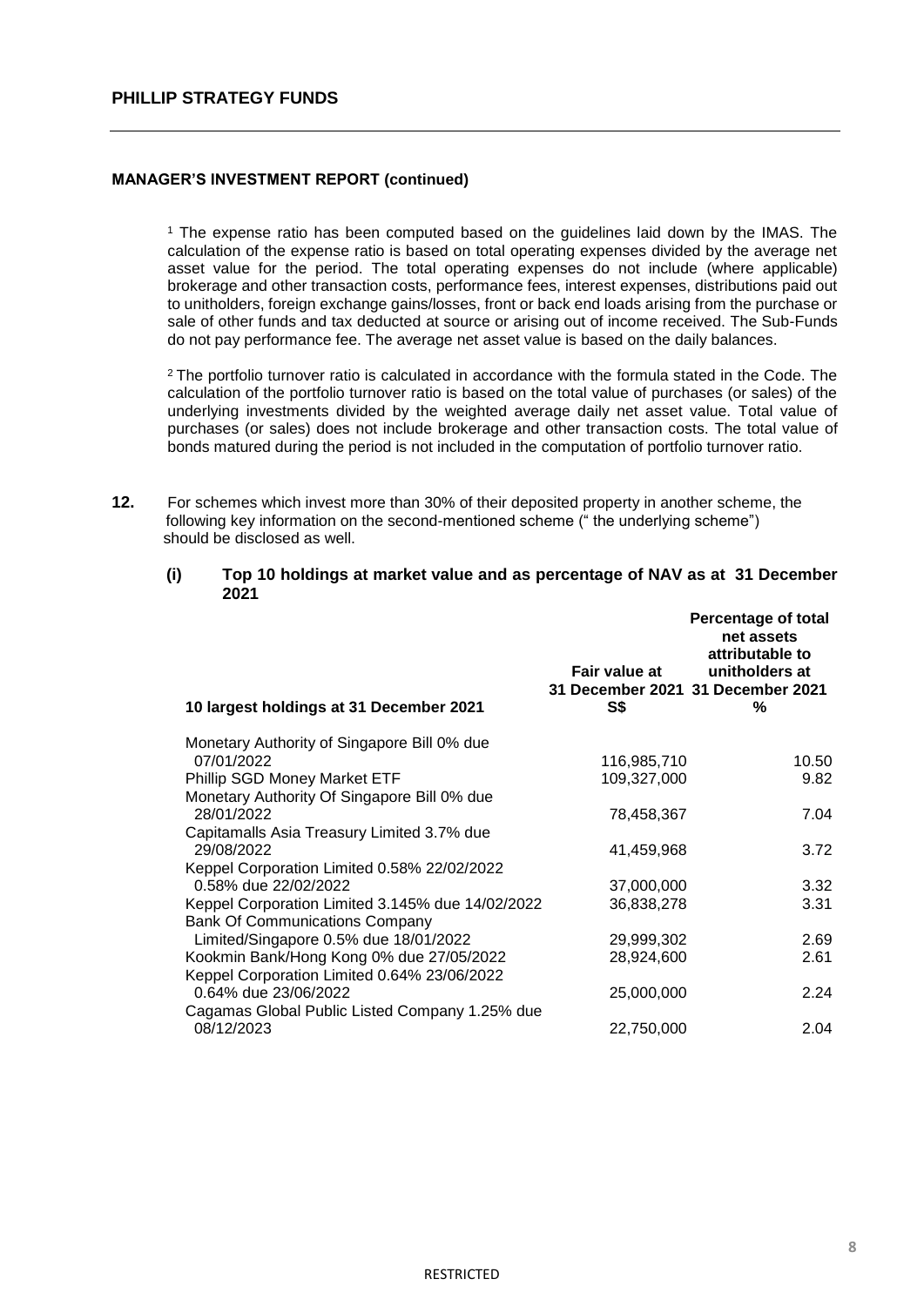**MANAGER'S INVESTMENT REPORT (continued)**

[1] The expense ratio has been computed based on the guidelines laid down by the IMAS. The calculation of the expense ratio is based on total operating expenses divided by the average net asset value for the period. The total operating expenses do not include (where applicable) brokerage and other transaction costs, performance fees, interest expenses, distributions paid out to unitholders, foreign exchange gains/losses, front or back end loads arising from the purchase or sale of other funds and tax deducted at source or arising out of income received. The Sub-Funds do not pay performance fee. The average net asset value is based on the daily balances.

[2] The portfolio turnover ratio is calculated in accordance with the formula stated in the Code. The calculation of the portfolio turnover ratio is based on the total value of purchases (or sales) of the underlying investments divided by the weighted average daily net asset value. Total value of purchases (or sales) does not include brokerage and other transaction costs. The total value of bonds matured during the period is not included in the computation of portfolio turnover ratio.

**12.** For schemes which invest more than 30% of their deposited property in another scheme, the following key information on the second-mentioned scheme (" the underlying scheme") should be disclosed as well.

**(i) Top 10 holdings at market value and as percentage of NAV as at 31 December 2021**

| 10 largest holdings at 31 December 2021 | Fair value at 31 December 2021 S$ | Percentage of total net assets attributable to unitholders at 31 December 2021 % |
|---|---|---|
| Monetary Authority of Singapore Bill 0% due 07/01/2022 | 116,985,710 | 10.50 |
| Phillip SGD Money Market ETF | 109,327,000 | 9.82 |
| Monetary Authority Of Singapore Bill 0% due 28/01/2022 | 78,458,367 | 7.04 |
| Capitamalls Asia Treasury Limited 3.7% due 29/08/2022 | 41,459,968 | 3.72 |
| Keppel Corporation Limited 0.58% 22/02/2022 0.58% due 22/02/2022 | 37,000,000 | 3.32 |
| Keppel Corporation Limited 3.145% due 14/02/2022 | 36,838,278 | 3.31 |
| Bank Of Communications Company Limited/Singapore 0.5% due 18/01/2022 | 29,999,302 | 2.69 |
| Kookmin Bank/Hong Kong 0% due 27/05/2022 | 28,924,600 | 2.61 |
| Keppel Corporation Limited 0.64% 23/06/2022 0.64% due 23/06/2022 | 25,000,000 | 2.24 |
| Cagamas Global Public Listed Company 1.25% due 08/12/2023 | 22,750,000 | 2.04 |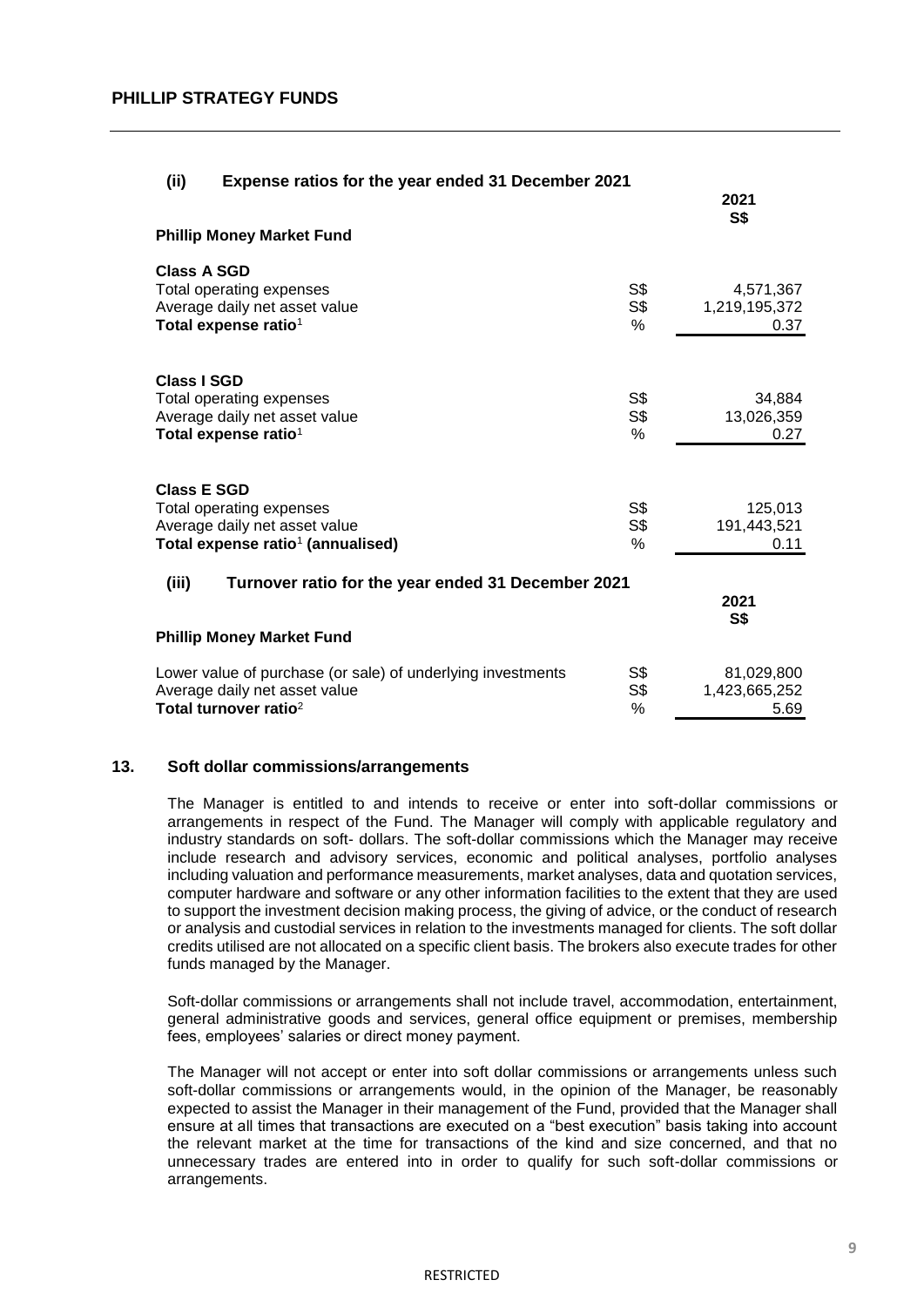**(ii) Expense ratios for the year ended 31 December 2021**

| | | 2021 |
|---|---|---|
| | | S$ |
| **Phillip Money Market Fund** | | |
| **Class A SGD** | | |
| Total operating expenses | S$ | 4,571,367 |
| Average daily net asset value | S$ | 1,219,195,372 |
| **Total expense ratio**[1] | % | 0.37 |
| **Class I SGD** | | |
| Total operating expenses | S$ | 34,884 |
| Average daily net asset value | S$ | 13,026,359 |
| **Total expense ratio**[1] | % | 0.27 |
| **Class E SGD** | | |
| Total operating expenses | S$ | 125,013 |
| Average daily net asset value | S$ | 191,443,521 |
| **Total expense ratio**[1] **(annualised)** | % | 0.11 |

**(iii) Turnover ratio for the year ended 31 December 2021**

| | | 2021 |
|---|---|---|
| | | S$ |
| **Phillip Money Market Fund** | | |
| Lower value of purchase (or sale) of underlying investments | S$ | 81,029,800 |
| Average daily net asset value | S$ | 1,423,665,252 |
| **Total turnover ratio**[2] | % | 5.69 |

## 13. Soft dollar commissions/arrangements

The Manager is entitled to and intends to receive or enter into soft-dollar commissions or arrangements in respect of the Fund. The Manager will comply with applicable regulatory and industry standards on soft- dollars. The soft-dollar commissions which the Manager may receive include research and advisory services, economic and political analyses, portfolio analyses including valuation and performance measurements, market analyses, data and quotation services, computer hardware and software or any other information facilities to the extent that they are used to support the investment decision making process, the giving of advice, or the conduct of research or analysis and custodial services in relation to the investments managed for clients. The soft dollar credits utilised are not allocated on a specific client basis. The brokers also execute trades for other funds managed by the Manager.

Soft-dollar commissions or arrangements shall not include travel, accommodation, entertainment, general administrative goods and services, general office equipment or premises, membership fees, employees' salaries or direct money payment.

The Manager will not accept or enter into soft dollar commissions or arrangements unless such soft-dollar commissions or arrangements would, in the opinion of the Manager, be reasonably expected to assist the Manager in their management of the Fund, provided that the Manager shall ensure at all times that transactions are executed on a "best execution" basis taking into account the relevant market at the time for transactions of the kind and size concerned, and that no unnecessary trades are entered into in order to qualify for such soft-dollar commissions or arrangements.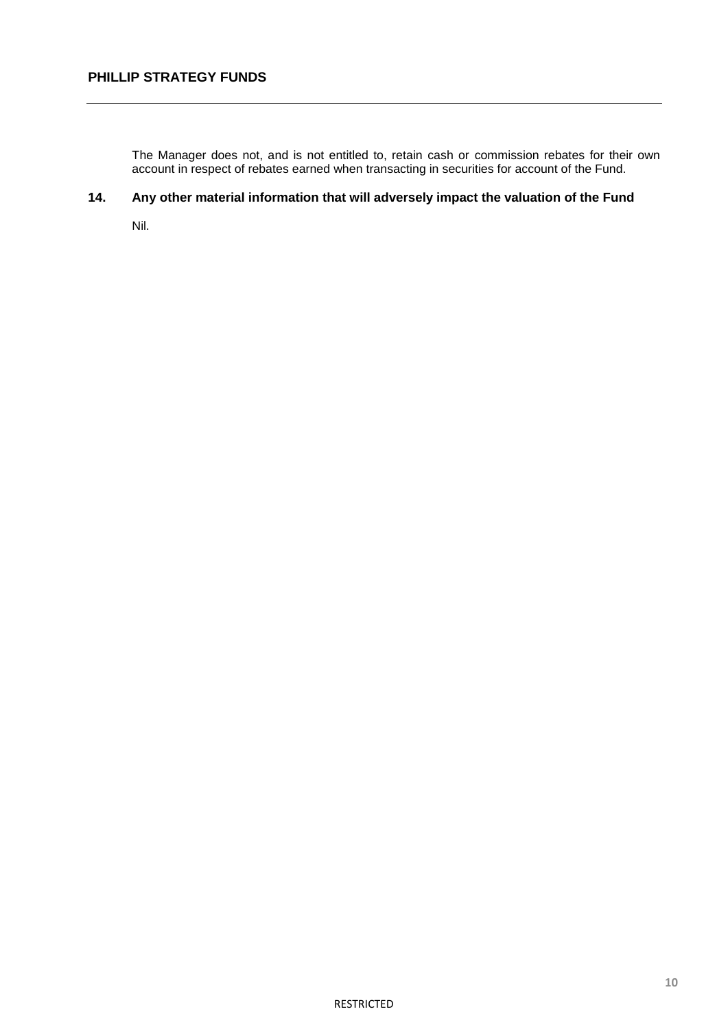The Manager does not, and is not entitled to, retain cash or commission rebates for their own account in respect of rebates earned when transacting in securities for account of the Fund.

## 14. Any other material information that will adversely impact the valuation of the Fund

Nil.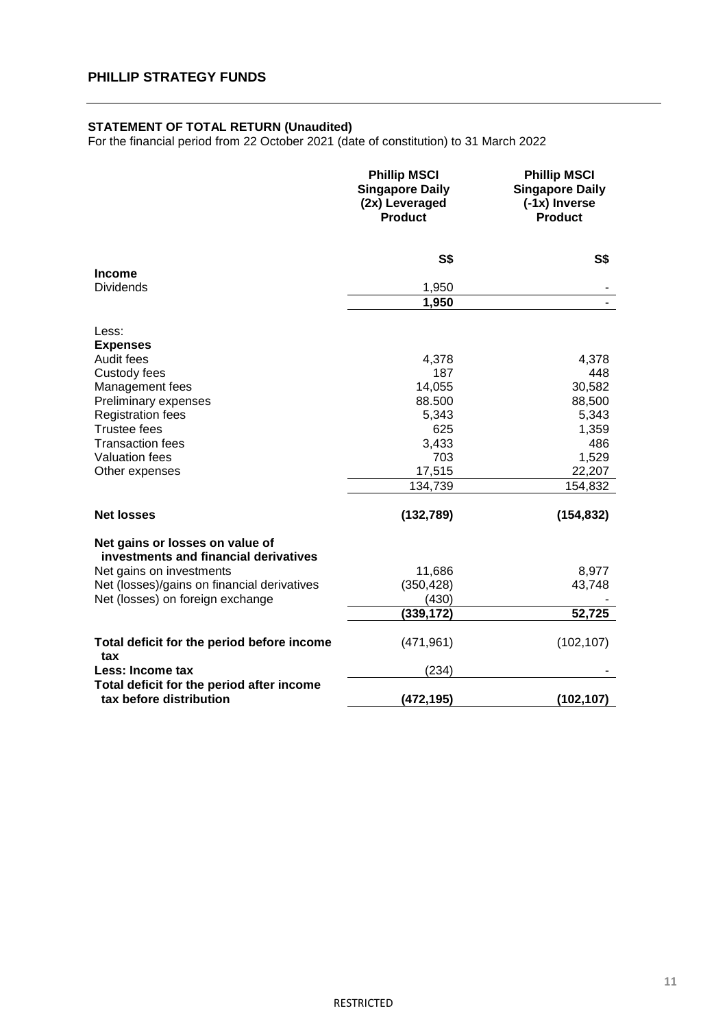## PHILLIP STRATEGY FUNDS

**STATEMENT OF TOTAL RETURN (Unaudited)**

For the financial period from 22 October 2021 (date of constitution) to 31 March 2022

| | Phillip MSCI Singapore Daily (2x) Leveraged Product | Phillip MSCI Singapore Daily (-1x) Inverse Product |
|---|---|---|
| | S$ | S$ |
| **Income** | | |
| Dividends | 1,950 | - |
| | **1,950** | - |
| Less: | | |
| **Expenses** | | |
| Audit fees | 4,378 | 4,378 |
| Custody fees | 187 | 448 |
| Management fees | 14,055 | 30,582 |
| Preliminary expenses | 88.500 | 88,500 |
| Registration fees | 5,343 | 5,343 |
| Trustee fees | 625 | 1,359 |
| Transaction fees | 3,433 | 486 |
| Valuation fees | 703 | 1,529 |
| Other expenses | 17,515 | 22,207 |
| | 134,739 | 154,832 |
| **Net losses** | **(132,789)** | **(154,832)** |
| **Net gains or losses on value of investments and financial derivatives** | | |
| Net gains on investments | 11,686 | 8,977 |
| Net (losses)/gains on financial derivatives | (350,428) | 43,748 |
| Net (losses) on foreign exchange | (430) | - |
| | **(339,172)** | **52,725** |
| **Total deficit for the period before income tax** | (471,961) | (102,107) |
| **Less: Income tax** | (234) | - |
| **Total deficit for the period after income tax before distribution** | **(472,195)** | **(102,107)** |

RESTRICTED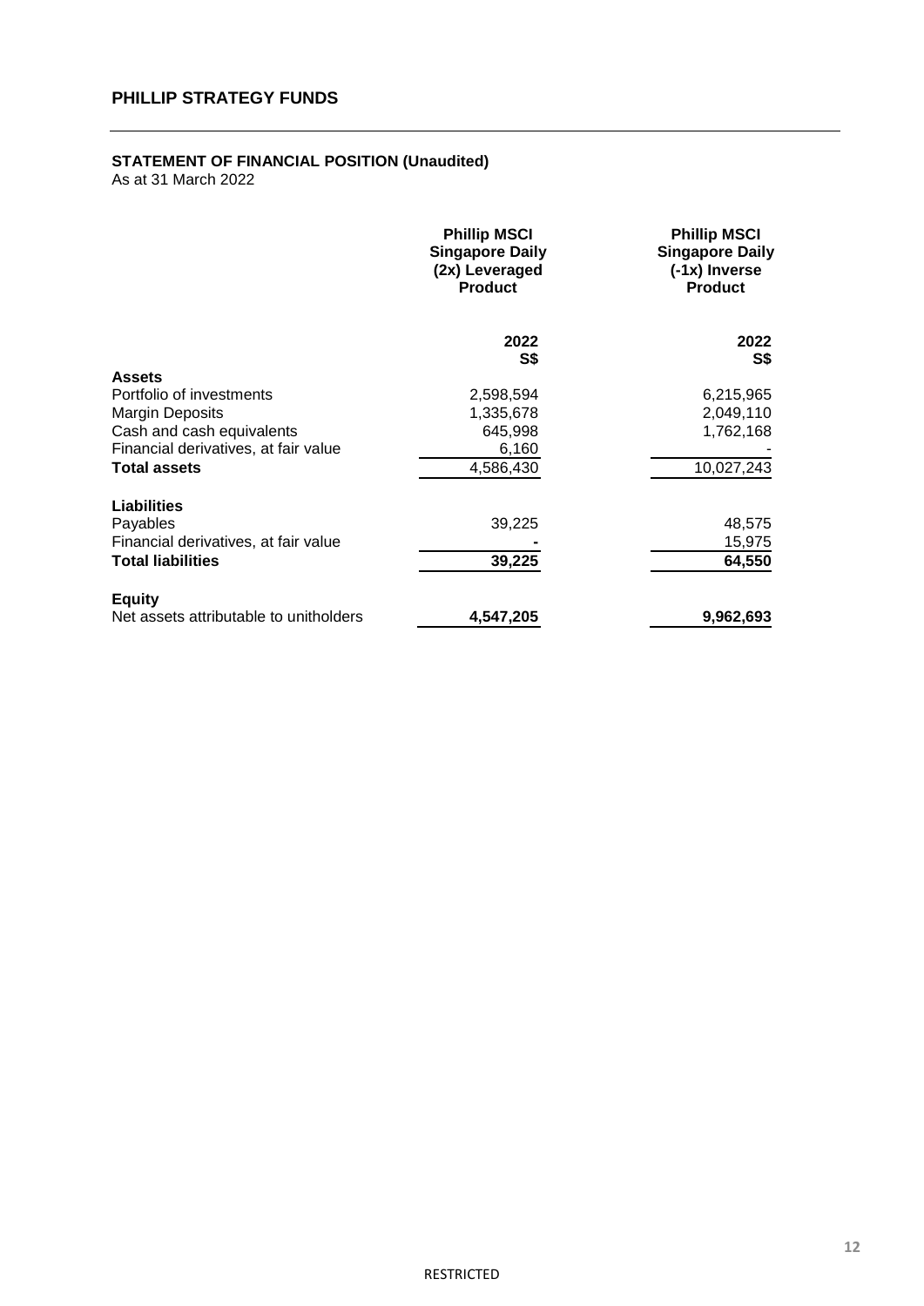## PHILLIP STRATEGY FUNDS

### STATEMENT OF FINANCIAL POSITION (Unaudited)

As at 31 March 2022

| | Phillip MSCI Singapore Daily (2x) Leveraged Product | Phillip MSCI Singapore Daily (-1x) Inverse Product |
|---|---|---|
| | **2022** | **2022** |
| | **S$** | **S$** |
| **Assets** | | |
| Portfolio of investments | 2,598,594 | 6,215,965 |
| Margin Deposits | 1,335,678 | 2,049,110 |
| Cash and cash equivalents | 645,998 | 1,762,168 |
| Financial derivatives, at fair value | 6,160 | - |
| **Total assets** | 4,586,430 | 10,027,243 |
| | | |
| **Liabilities** | | |
| Payables | 39,225 | 48,575 |
| Financial derivatives, at fair value | - | 15,975 |
| **Total liabilities** | **39,225** | **64,550** |
| | | |
| **Equity** | | |
| Net assets attributable to unitholders | **4,547,205** | **9,962,693** |

RESTRICTED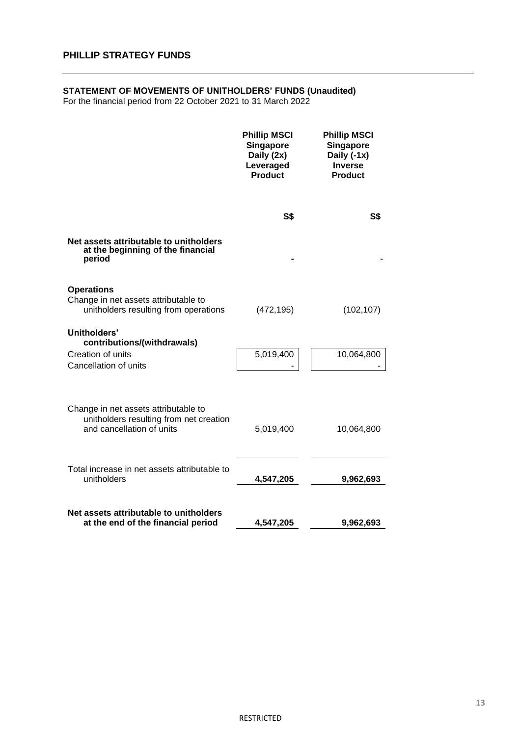## PHILLIP STRATEGY FUNDS

### STATEMENT OF MOVEMENTS OF UNITHOLDERS' FUNDS (Unaudited)

For the financial period from 22 October 2021 to 31 March 2022

| | Phillip MSCI Singapore Daily (2x) Leveraged Product | Phillip MSCI Singapore Daily (-1x) Inverse Product |
|---|---|---|
| | S$ | S$ |
| **Net assets attributable to unitholders at the beginning of the financial period** | - | - |
| **Operations** | | |
| Change in net assets attributable to unitholders resulting from operations | (472,195) | (102,107) |
| **Unitholders' contributions/(withdrawals)** | | |
| Creation of units | 5,019,400 | 10,064,800 |
| Cancellation of units | - | - |
| Change in net assets attributable to unitholders resulting from net creation and cancellation of units | 5,019,400 | 10,064,800 |
| Total increase in net assets attributable to unitholders | **4,547,205** | **9,962,693** |
| **Net assets attributable to unitholders at the end of the financial period** | **4,547,205** | **9,962,693** |

RESTRICTED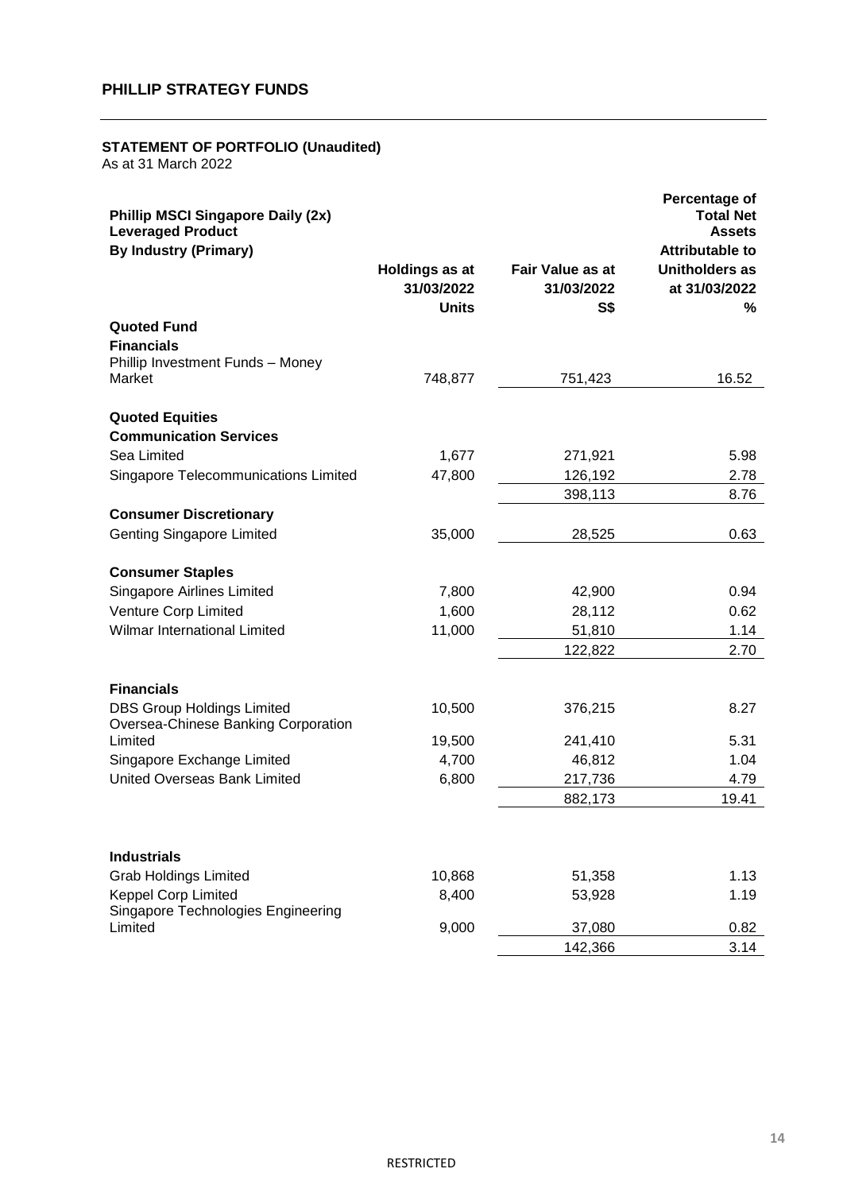## PHILLIP STRATEGY FUNDS

**STATEMENT OF PORTFOLIO (Unaudited)**
As at 31 March 2022

| **Phillip MSCI Singapore Daily (2x) Leveraged Product**<br>**By Industry (Primary)** | **Holdings as at 31/03/2022**<br>**Units** | **Fair Value as at 31/03/2022**<br>**S$** | **Percentage of Total Net Assets Attributable to Unitholders as at 31/03/2022**<br>**%** |
|---|---|---|---|
| **Quoted Fund** | | | |
| **Financials** | | | |
| Phillip Investment Funds – Money Market | 748,877 | 751,423 | 16.52 |
| | | | |
| **Quoted Equities** | | | |
| **Communication Services** | | | |
| Sea Limited | 1,677 | 271,921 | 5.98 |
| Singapore Telecommunications Limited | 47,800 | 126,192 | 2.78 |
| | | 398,113 | 8.76 |
| **Consumer Discretionary** | | | |
| Genting Singapore Limited | 35,000 | 28,525 | 0.63 |
| | | | |
| **Consumer Staples** | | | |
| Singapore Airlines Limited | 7,800 | 42,900 | 0.94 |
| Venture Corp Limited | 1,600 | 28,112 | 0.62 |
| Wilmar International Limited | 11,000 | 51,810 | 1.14 |
| | | 122,822 | 2.70 |
| | | | |
| **Financials** | | | |
| DBS Group Holdings Limited | 10,500 | 376,215 | 8.27 |
| Oversea-Chinese Banking Corporation Limited | 19,500 | 241,410 | 5.31 |
| Singapore Exchange Limited | 4,700 | 46,812 | 1.04 |
| United Overseas Bank Limited | 6,800 | 217,736 | 4.79 |
| | | 882,173 | 19.41 |
| | | | |
| **Industrials** | | | |
| Grab Holdings Limited | 10,868 | 51,358 | 1.13 |
| Keppel Corp Limited | 8,400 | 53,928 | 1.19 |
| Singapore Technologies Engineering Limited | 9,000 | 37,080 | 0.82 |
| | | 142,366 | 3.14 |

RESTRICTED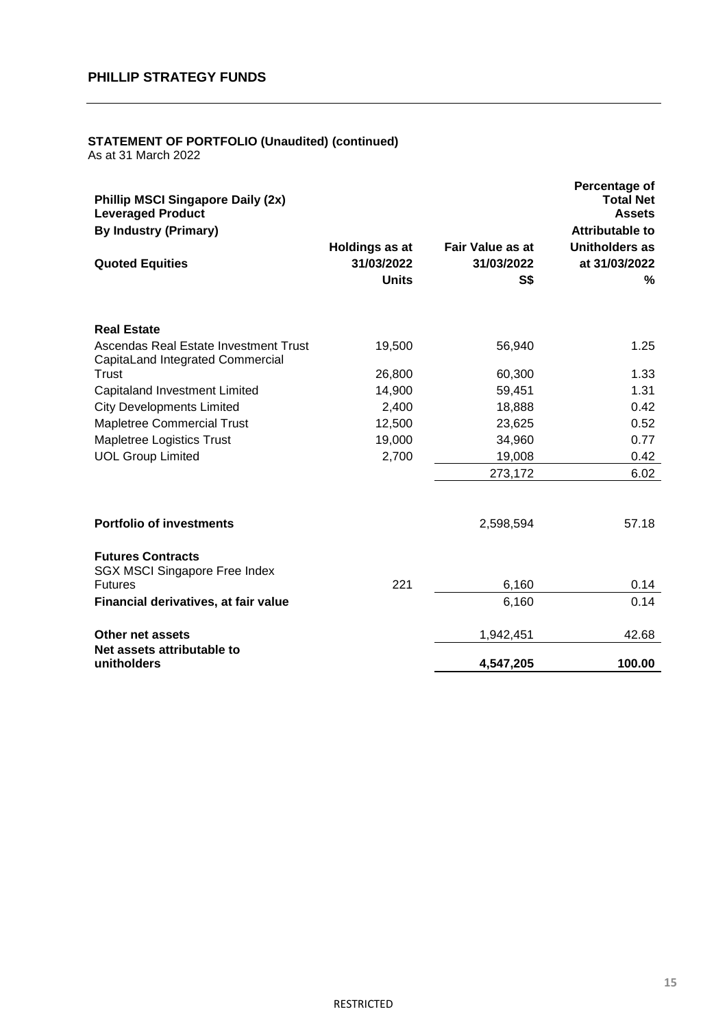## PHILLIP STRATEGY FUNDS

### STATEMENT OF PORTFOLIO (Unaudited) (continued)

As at 31 March 2022

| **Phillip MSCI Singapore Daily (2x) Leveraged Product**<br>**By Industry (Primary)**<br>**Quoted Equities** | **Holdings as at 31/03/2022**<br>**Units** | **Fair Value as at 31/03/2022**<br>**S$** | **Percentage of Total Net Assets Attributable to Unitholders as at 31/03/2022**<br>**%** |
|---|---|---|---|
| **Real Estate** | | | |
| Ascendas Real Estate Investment Trust | 19,500 | 56,940 | 1.25 |
| CapitaLand Integrated Commercial Trust | 26,800 | 60,300 | 1.33 |
| Capitaland Investment Limited | 14,900 | 59,451 | 1.31 |
| City Developments Limited | 2,400 | 18,888 | 0.42 |
| Mapletree Commercial Trust | 12,500 | 23,625 | 0.52 |
| Mapletree Logistics Trust | 19,000 | 34,960 | 0.77 |
| UOL Group Limited | 2,700 | 19,008 | 0.42 |
| | | 273,172 | 6.02 |
| **Portfolio of investments** | | 2,598,594 | 57.18 |
| **Futures Contracts** | | | |
| SGX MSCI Singapore Free Index Futures | 221 | 6,160 | 0.14 |
| **Financial derivatives, at fair value** | | 6,160 | 0.14 |
| **Other net assets** | | 1,942,451 | 42.68 |
| **Net assets attributable to unitholders** | | **4,547,205** | **100.00** |

RESTRICTED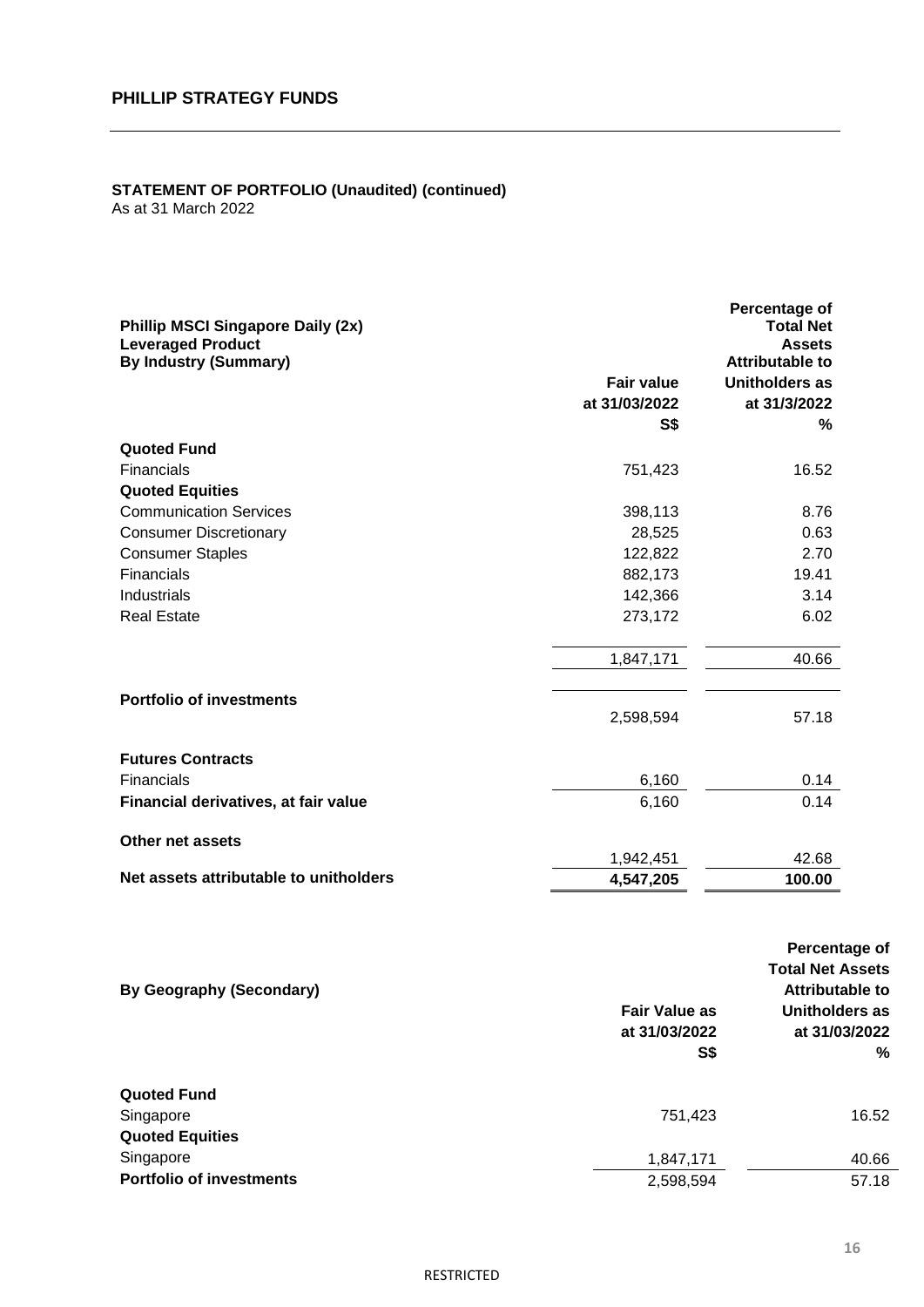## PHILLIP STRATEGY FUNDS

### STATEMENT OF PORTFOLIO (Unaudited) (continued)

As at 31 March 2022

| Phillip MSCI Singapore Daily (2x) Leveraged Product By Industry (Summary) | Fair value at 31/03/2022 S$ | Percentage of Total Net Assets Attributable to Unitholders as at 31/3/2022 % |
|---|---|---|
| **Quoted Fund** | | |
| Financials | 751,423 | 16.52 |
| **Quoted Equities** | | |
| Communication Services | 398,113 | 8.76 |
| Consumer Discretionary | 28,525 | 0.63 |
| Consumer Staples | 122,822 | 2.70 |
| Financials | 882,173 | 19.41 |
| Industrials | 142,366 | 3.14 |
| Real Estate | 273,172 | 6.02 |
| | 1,847,171 | 40.66 |
| **Portfolio of investments** | 2,598,594 | 57.18 |
| **Futures Contracts** | | |
| Financials | 6,160 | 0.14 |
| **Financial derivatives, at fair value** | 6,160 | 0.14 |
| **Other net assets** | 1,942,451 | 42.68 |
| **Net assets attributable to unitholders** | **4,547,205** | **100.00** |

| By Geography (Secondary) | Fair Value as at 31/03/2022 S$ | Percentage of Total Net Assets Attributable to Unitholders as at 31/03/2022 % |
|---|---|---|
| **Quoted Fund** | | |
| Singapore | 751,423 | 16.52 |
| **Quoted Equities** | | |
| Singapore | 1,847,171 | 40.66 |
| **Portfolio of investments** | 2,598,594 | 57.18 |

RESTRICTED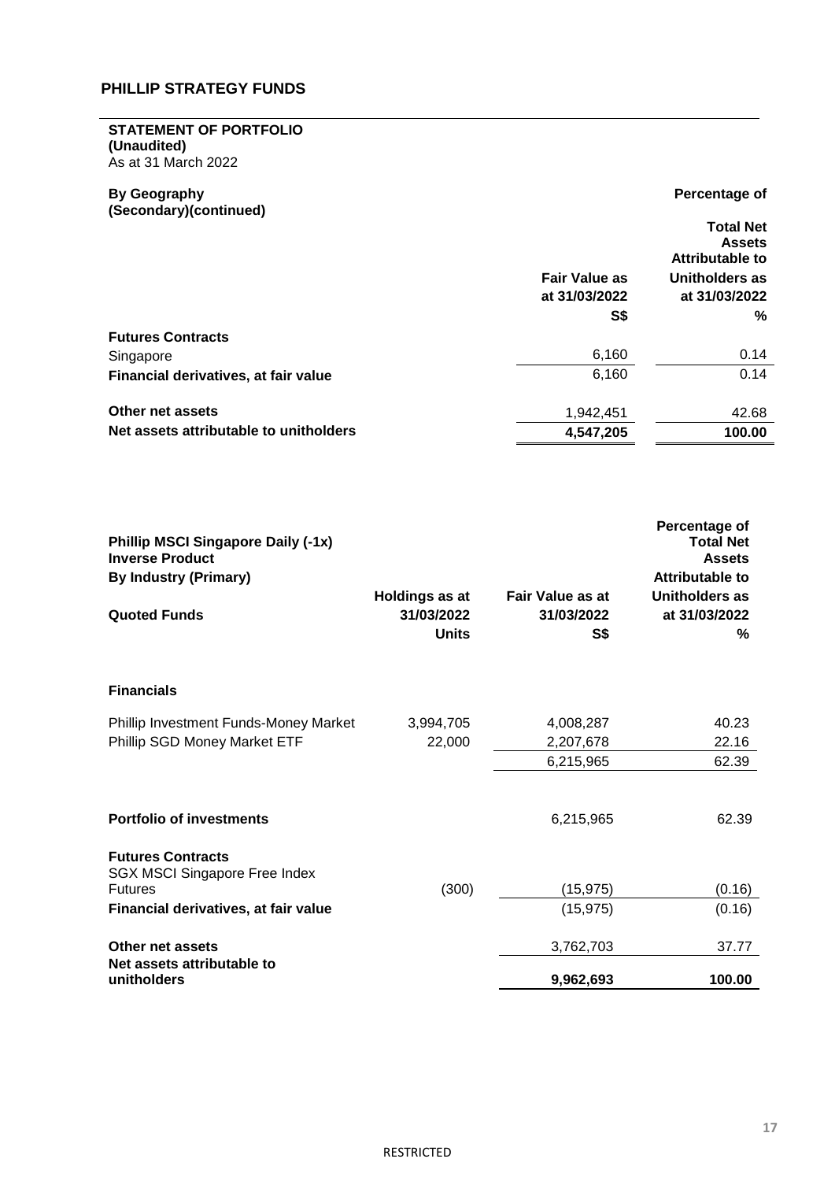## PHILLIP STRATEGY FUNDS

### STATEMENT OF PORTFOLIO
**(Unaudited)**
As at 31 March 2022

| By Geography (Secondary)(continued) | Fair Value as at 31/03/2022 S$ | Percentage of Total Net Assets Attributable to Unitholders as at 31/03/2022 % |
|---|---|---|
| **Futures Contracts** | | |
| Singapore | 6,160 | 0.14 |
| **Financial derivatives, at fair value** | 6,160 | 0.14 |
| **Other net assets** | 1,942,451 | 42.68 |
| **Net assets attributable to unitholders** | **4,547,205** | **100.00** |

**Phillip MSCI Singapore Daily (-1x) Inverse Product**
**By Industry (Primary)**

| Quoted Funds | Holdings as at 31/03/2022 Units | Fair Value as at 31/03/2022 S$ | Percentage of Total Net Assets Attributable to Unitholders at 31/03/2022 % |
|---|---|---|---|
| **Financials** | | | |
| Phillip Investment Funds-Money Market | 3,994,705 | 4,008,287 | 40.23 |
| Phillip SGD Money Market ETF | 22,000 | 2,207,678 | 22.16 |
| | | 6,215,965 | 62.39 |
| **Portfolio of investments** | | 6,215,965 | 62.39 |
| **Futures Contracts** | | | |
| SGX MSCI Singapore Free Index Futures | (300) | (15,975) | (0.16) |
| **Financial derivatives, at fair value** | | (15,975) | (0.16) |
| **Other net assets** | | 3,762,703 | 37.77 |
| **Net assets attributable to unitholders** | | **9,962,693** | **100.00** |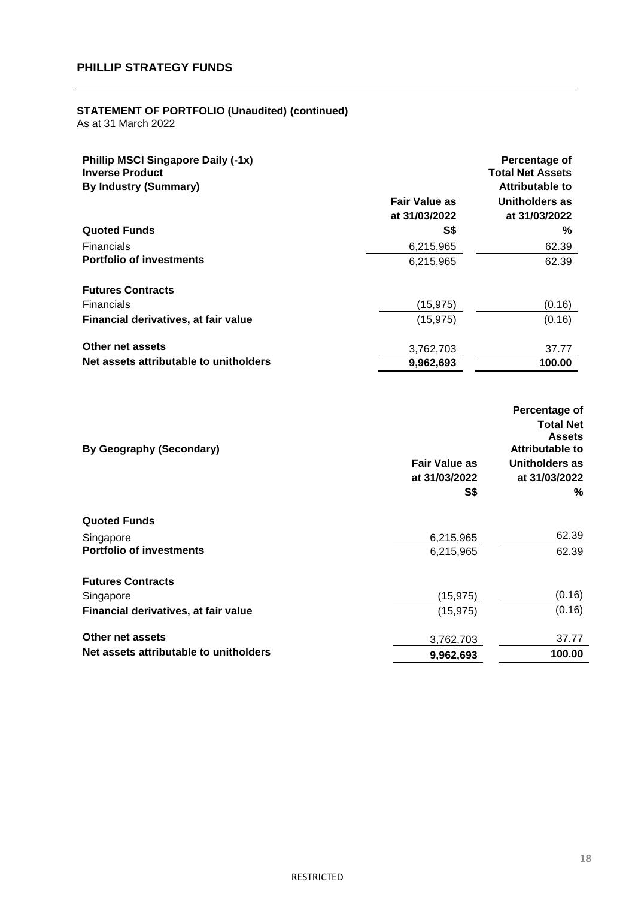## PHILLIP STRATEGY FUNDS

### STATEMENT OF PORTFOLIO (Unaudited) (continued)

As at 31 March 2022

**Phillip MSCI Singapore Daily (-1x) Inverse Product**
**By Industry (Summary)**

| | Fair Value as at 31/03/2022 | Percentage of Total Net Assets Attributable to Unitholders as at 31/03/2022 |
|---|---|---|
| **Quoted Funds** | **S$** | **%** |
| Financials | 6,215,965 | 62.39 |
| **Portfolio of investments** | 6,215,965 | 62.39 |
| | | |
| **Futures Contracts** | | |
| Financials | (15,975) | (0.16) |
| **Financial derivatives, at fair value** | (15,975) | (0.16) |
| | | |
| **Other net assets** | 3,762,703 | 37.77 |
| **Net assets attributable to unitholders** | **9,962,693** | **100.00** |

**By Geography (Secondary)**

| | Fair Value as at 31/03/2022 S$ | Percentage of Total Net Assets Attributable to Unitholders as at 31/03/2022 % |
|---|---|---|
| **Quoted Funds** | | |
| Singapore | 6,215,965 | 62.39 |
| **Portfolio of investments** | 6,215,965 | 62.39 |
| | | |
| **Futures Contracts** | | |
| Singapore | (15,975) | (0.16) |
| **Financial derivatives, at fair value** | (15,975) | (0.16) |
| | | |
| **Other net assets** | 3,762,703 | 37.77 |
| **Net assets attributable to unitholders** | **9,962,693** | **100.00** |

RESTRICTED